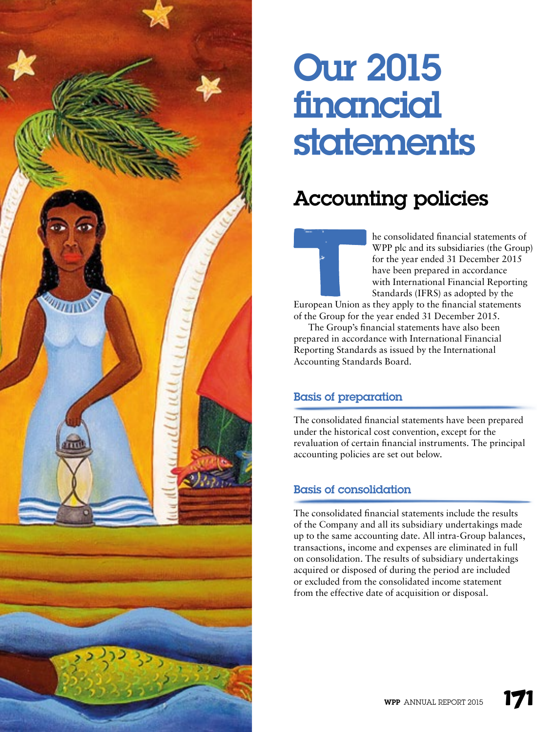# Our 2015 financial statements

## Accounting policies

The consolidated financial statements of WPP plc and its subsidiaries (the Group) for the year ended 31 December 2015 have been prepared in accordance with International Financial Reporting Standards (IFRS) as adopted by the European Union as they apply to the financial statements of the Group for the year ended 31 December 2015.

The Group's financial statements have also been prepared in accordance with International Financial Reporting Standards as issued by the International Accounting Standards Board.

### Basis of preparation

The consolidated financial statements have been prepared under the historical cost convention, except for the revaluation of certain financial instruments. The principal accounting policies are set out below.

### Basis of consolidation

The consolidated financial statements include the results of the Company and all its subsidiary undertakings made up to the same accounting date. All intra-Group balances, transactions, income and expenses are eliminated in full on consolidation. The results of subsidiary undertakings acquired or disposed of during the period are included or excluded from the consolidated income statement from the effective date of acquisition or disposal.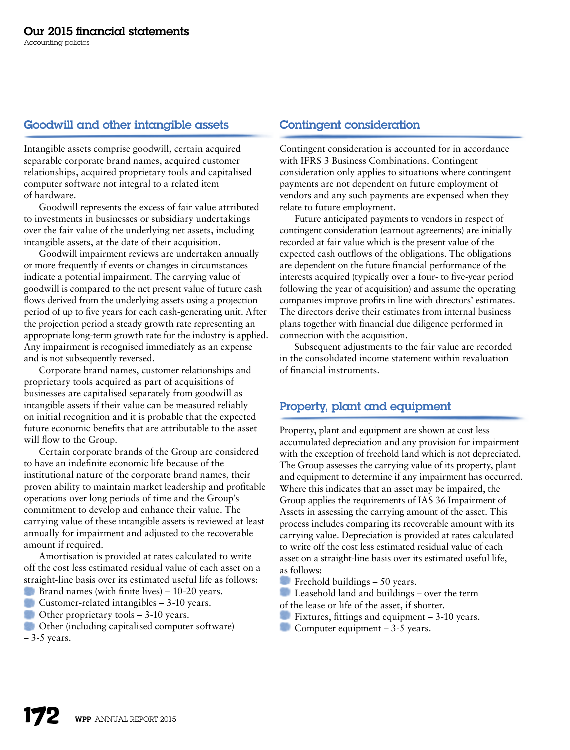## Goodwill and other intangible assets

Intangible assets comprise goodwill, certain acquired separable corporate brand names, acquired customer relationships, acquired proprietary tools and capitalised computer software not integral to a related item of hardware.

Goodwill represents the excess of fair value attributed to investments in businesses or subsidiary undertakings over the fair value of the underlying net assets, including intangible assets, at the date of their acquisition.

Goodwill impairment reviews are undertaken annually or more frequently if events or changes in circumstances indicate a potential impairment. The carrying value of goodwill is compared to the net present value of future cash flows derived from the underlying assets using a projection period of up to five years for each cash-generating unit. After the projection period a steady growth rate representing an appropriate long-term growth rate for the industry is applied. Any impairment is recognised immediately as an expense and is not subsequently reversed.

Corporate brand names, customer relationships and proprietary tools acquired as part of acquisitions of businesses are capitalised separately from goodwill as intangible assets if their value can be measured reliably on initial recognition and it is probable that the expected future economic benefits that are attributable to the asset will flow to the Group.

Certain corporate brands of the Group are considered to have an indefinite economic life because of the institutional nature of the corporate brand names, their proven ability to maintain market leadership and profitable operations over long periods of time and the Group's commitment to develop and enhance their value. The carrying value of these intangible assets is reviewed at least annually for impairment and adjusted to the recoverable amount if required.

Amortisation is provided at rates calculated to write off the cost less estimated residual value of each asset on a straight-line basis over its estimated useful life as follows:

- Brand names (with finite lives) – 10-20 years.
- Customer-related intangibles – 3-10 years.
- Other proprietary tools – 3-10 years.
- Other (including capitalised computer software) – 3-5 years.

## Contingent consideration

Contingent consideration is accounted for in accordance with IFRS 3 Business Combinations. Contingent consideration only applies to situations where contingent payments are not dependent on future employment of vendors and any such payments are expensed when they relate to future employment.

Future anticipated payments to vendors in respect of contingent consideration (earnout agreements) are initially recorded at fair value which is the present value of the expected cash outflows of the obligations. The obligations are dependent on the future financial performance of the interests acquired (typically over a four- to five-year period following the year of acquisition) and assume the operating companies improve profits in line with directors' estimates. The directors derive their estimates from internal business plans together with financial due diligence performed in connection with the acquisition.

Subsequent adjustments to the fair value are recorded in the consolidated income statement within revaluation of financial instruments.

## Property, plant and equipment

Property, plant and equipment are shown at cost less accumulated depreciation and any provision for impairment with the exception of freehold land which is not depreciated. The Group assesses the carrying value of its property, plant and equipment to determine if any impairment has occurred. Where this indicates that an asset may be impaired, the Group applies the requirements of IAS 36 Impairment of Assets in assessing the carrying amount of the asset. This process includes comparing its recoverable amount with its carrying value. Depreciation is provided at rates calculated to write off the cost less estimated residual value of each asset on a straight-line basis over its estimated useful life, as follows:

- Freehold buildings – 50 years.
- Leasehold land and buildings – over the term of the lease or life of the asset, if shorter.
- Fixtures, fittings and equipment – 3-10 years.
- Computer equipment – 3-5 years.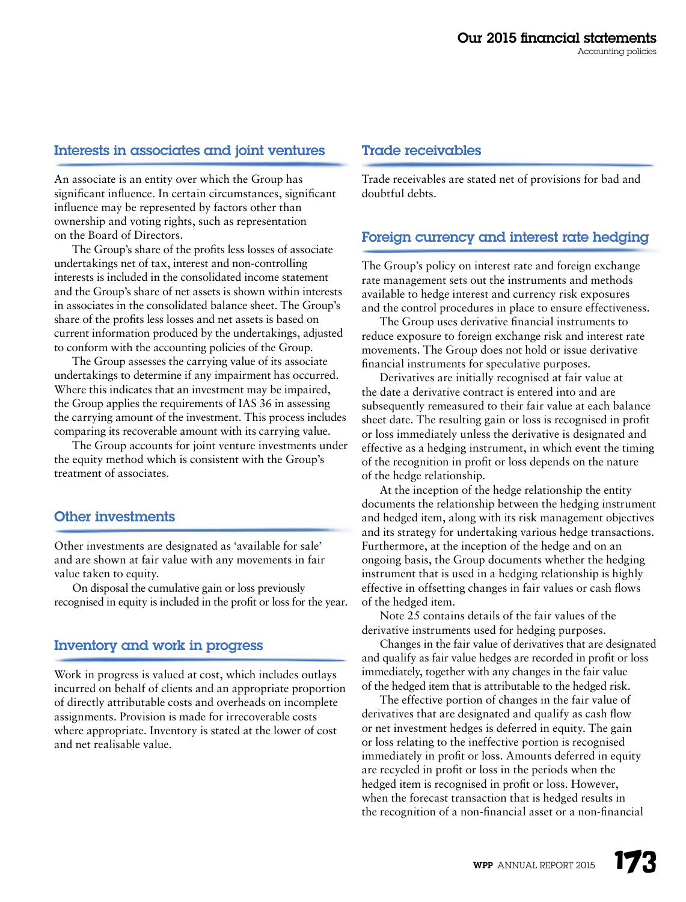## Interests in associates and joint ventures

An associate is an entity over which the Group has significant influence. In certain circumstances, significant influence may be represented by factors other than ownership and voting rights, such as representation on the Board of Directors.

The Group's share of the profits less losses of associate undertakings net of tax, interest and non-controlling interests is included in the consolidated income statement and the Group's share of net assets is shown within interests in associates in the consolidated balance sheet. The Group's share of the profits less losses and net assets is based on current information produced by the undertakings, adjusted to conform with the accounting policies of the Group.

The Group assesses the carrying value of its associate undertakings to determine if any impairment has occurred. Where this indicates that an investment may be impaired, the Group applies the requirements of IAS 36 in assessing the carrying amount of the investment. This process includes comparing its recoverable amount with its carrying value.

The Group accounts for joint venture investments under the equity method which is consistent with the Group's treatment of associates.

## Other investments

Other investments are designated as 'available for sale' and are shown at fair value with any movements in fair value taken to equity.

On disposal the cumulative gain or loss previously recognised in equity is included in the profit or loss for the year.

## Inventory and work in progress

Work in progress is valued at cost, which includes outlays incurred on behalf of clients and an appropriate proportion of directly attributable costs and overheads on incomplete assignments. Provision is made for irrecoverable costs where appropriate. Inventory is stated at the lower of cost and net realisable value.

## Trade receivables

Trade receivables are stated net of provisions for bad and doubtful debts.

## Foreign currency and interest rate hedging

The Group's policy on interest rate and foreign exchange rate management sets out the instruments and methods available to hedge interest and currency risk exposures and the control procedures in place to ensure effectiveness.

The Group uses derivative financial instruments to reduce exposure to foreign exchange risk and interest rate movements. The Group does not hold or issue derivative financial instruments for speculative purposes.

Derivatives are initially recognised at fair value at the date a derivative contract is entered into and are subsequently remeasured to their fair value at each balance sheet date. The resulting gain or loss is recognised in profit or loss immediately unless the derivative is designated and effective as a hedging instrument, in which event the timing of the recognition in profit or loss depends on the nature of the hedge relationship.

At the inception of the hedge relationship the entity documents the relationship between the hedging instrument and hedged item, along with its risk management objectives and its strategy for undertaking various hedge transactions. Furthermore, at the inception of the hedge and on an ongoing basis, the Group documents whether the hedging instrument that is used in a hedging relationship is highly effective in offsetting changes in fair values or cash flows of the hedged item.

Note 25 contains details of the fair values of the derivative instruments used for hedging purposes.

Changes in the fair value of derivatives that are designated and qualify as fair value hedges are recorded in profit or loss immediately, together with any changes in the fair value of the hedged item that is attributable to the hedged risk.

The effective portion of changes in the fair value of derivatives that are designated and qualify as cash flow or net investment hedges is deferred in equity. The gain or loss relating to the ineffective portion is recognised immediately in profit or loss. Amounts deferred in equity are recycled in profit or loss in the periods when the hedged item is recognised in profit or loss. However, when the forecast transaction that is hedged results in the recognition of a non-financial asset or a non-financial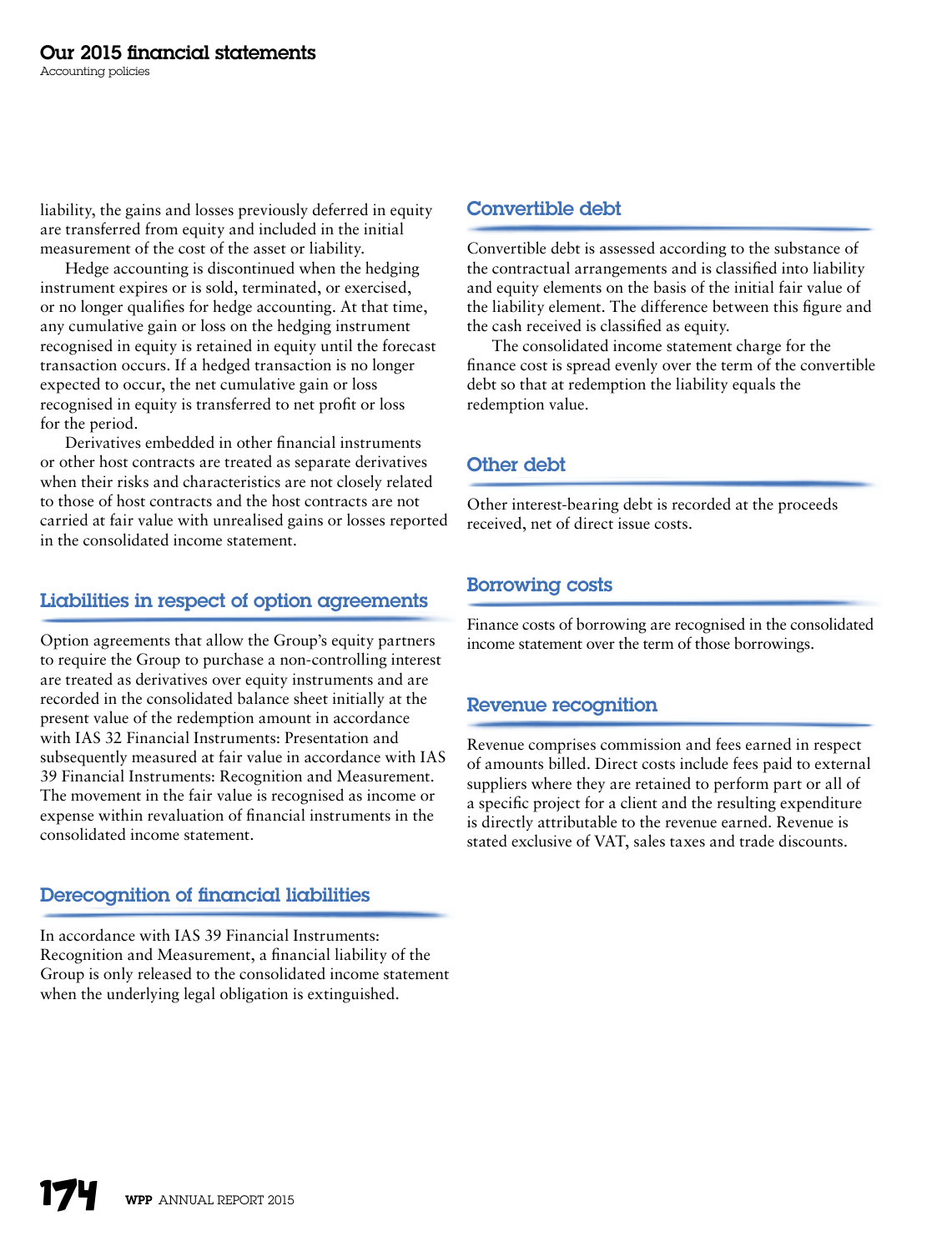liability, the gains and losses previously deferred in equity are transferred from equity and included in the initial measurement of the cost of the asset or liability.

Hedge accounting is discontinued when the hedging instrument expires or is sold, terminated, or exercised, or no longer qualifies for hedge accounting. At that time, any cumulative gain or loss on the hedging instrument recognised in equity is retained in equity until the forecast transaction occurs. If a hedged transaction is no longer expected to occur, the net cumulative gain or loss recognised in equity is transferred to net profit or loss for the period.

Derivatives embedded in other financial instruments or other host contracts are treated as separate derivatives when their risks and characteristics are not closely related to those of host contracts and the host contracts are not carried at fair value with unrealised gains or losses reported in the consolidated income statement.

## Liabilities in respect of option agreements

Option agreements that allow the Group's equity partners to require the Group to purchase a non-controlling interest are treated as derivatives over equity instruments and are recorded in the consolidated balance sheet initially at the present value of the redemption amount in accordance with IAS 32 Financial Instruments: Presentation and subsequently measured at fair value in accordance with IAS 39 Financial Instruments: Recognition and Measurement. The movement in the fair value is recognised as income or expense within revaluation of financial instruments in the consolidated income statement.

## Derecognition of financial liabilities

In accordance with IAS 39 Financial Instruments: Recognition and Measurement, a financial liability of the Group is only released to the consolidated income statement when the underlying legal obligation is extinguished.

## Convertible debt

Convertible debt is assessed according to the substance of the contractual arrangements and is classified into liability and equity elements on the basis of the initial fair value of the liability element. The difference between this figure and the cash received is classified as equity.

The consolidated income statement charge for the finance cost is spread evenly over the term of the convertible debt so that at redemption the liability equals the redemption value.

## Other debt

Other interest-bearing debt is recorded at the proceeds received, net of direct issue costs.

## Borrowing costs

Finance costs of borrowing are recognised in the consolidated income statement over the term of those borrowings.

## Revenue recognition

Revenue comprises commission and fees earned in respect of amounts billed. Direct costs include fees paid to external suppliers where they are retained to perform part or all of a specific project for a client and the resulting expenditure is directly attributable to the revenue earned. Revenue is stated exclusive of VAT, sales taxes and trade discounts.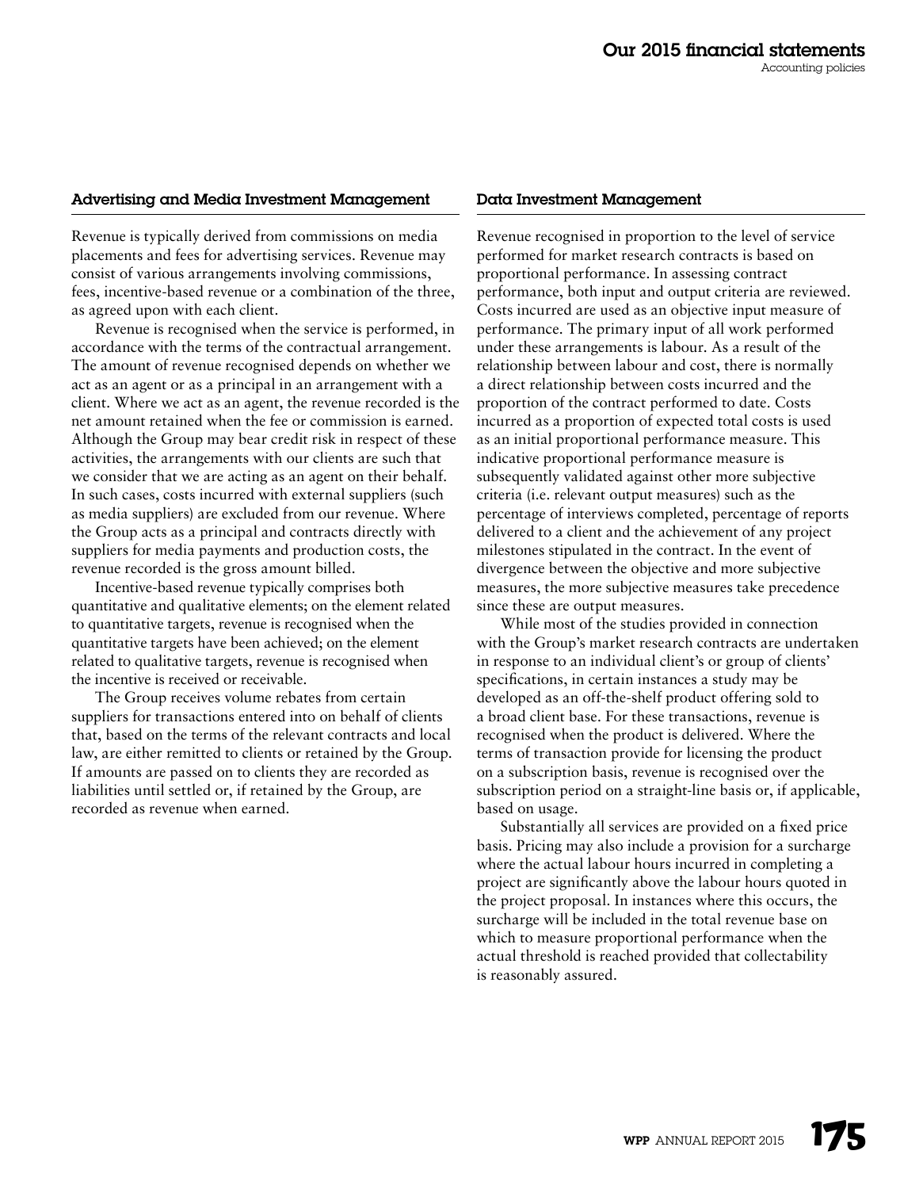### Advertising and Media Investment Management

Revenue is typically derived from commissions on media placements and fees for advertising services. Revenue may consist of various arrangements involving commissions, fees, incentive-based revenue or a combination of the three, as agreed upon with each client.

Revenue is recognised when the service is performed, in accordance with the terms of the contractual arrangement. The amount of revenue recognised depends on whether we act as an agent or as a principal in an arrangement with a client. Where we act as an agent, the revenue recorded is the net amount retained when the fee or commission is earned. Although the Group may bear credit risk in respect of these activities, the arrangements with our clients are such that we consider that we are acting as an agent on their behalf. In such cases, costs incurred with external suppliers (such as media suppliers) are excluded from our revenue. Where the Group acts as a principal and contracts directly with suppliers for media payments and production costs, the revenue recorded is the gross amount billed.

Incentive-based revenue typically comprises both quantitative and qualitative elements; on the element related to quantitative targets, revenue is recognised when the quantitative targets have been achieved; on the element related to qualitative targets, revenue is recognised when the incentive is received or receivable.

The Group receives volume rebates from certain suppliers for transactions entered into on behalf of clients that, based on the terms of the relevant contracts and local law, are either remitted to clients or retained by the Group. If amounts are passed on to clients they are recorded as liabilities until settled or, if retained by the Group, are recorded as revenue when earned.

### Data Investment Management

Revenue recognised in proportion to the level of service performed for market research contracts is based on proportional performance. In assessing contract performance, both input and output criteria are reviewed. Costs incurred are used as an objective input measure of performance. The primary input of all work performed under these arrangements is labour. As a result of the relationship between labour and cost, there is normally a direct relationship between costs incurred and the proportion of the contract performed to date. Costs incurred as a proportion of expected total costs is used as an initial proportional performance measure. This indicative proportional performance measure is subsequently validated against other more subjective criteria (i.e. relevant output measures) such as the percentage of interviews completed, percentage of reports delivered to a client and the achievement of any project milestones stipulated in the contract. In the event of divergence between the objective and more subjective measures, the more subjective measures take precedence since these are output measures.

While most of the studies provided in connection with the Group's market research contracts are undertaken in response to an individual client's or group of clients' specifications, in certain instances a study may be developed as an off-the-shelf product offering sold to a broad client base. For these transactions, revenue is recognised when the product is delivered. Where the terms of transaction provide for licensing the product on a subscription basis, revenue is recognised over the subscription period on a straight-line basis or, if applicable, based on usage.

Substantially all services are provided on a fixed price basis. Pricing may also include a provision for a surcharge where the actual labour hours incurred in completing a project are significantly above the labour hours quoted in the project proposal. In instances where this occurs, the surcharge will be included in the total revenue base on which to measure proportional performance when the actual threshold is reached provided that collectability is reasonably assured.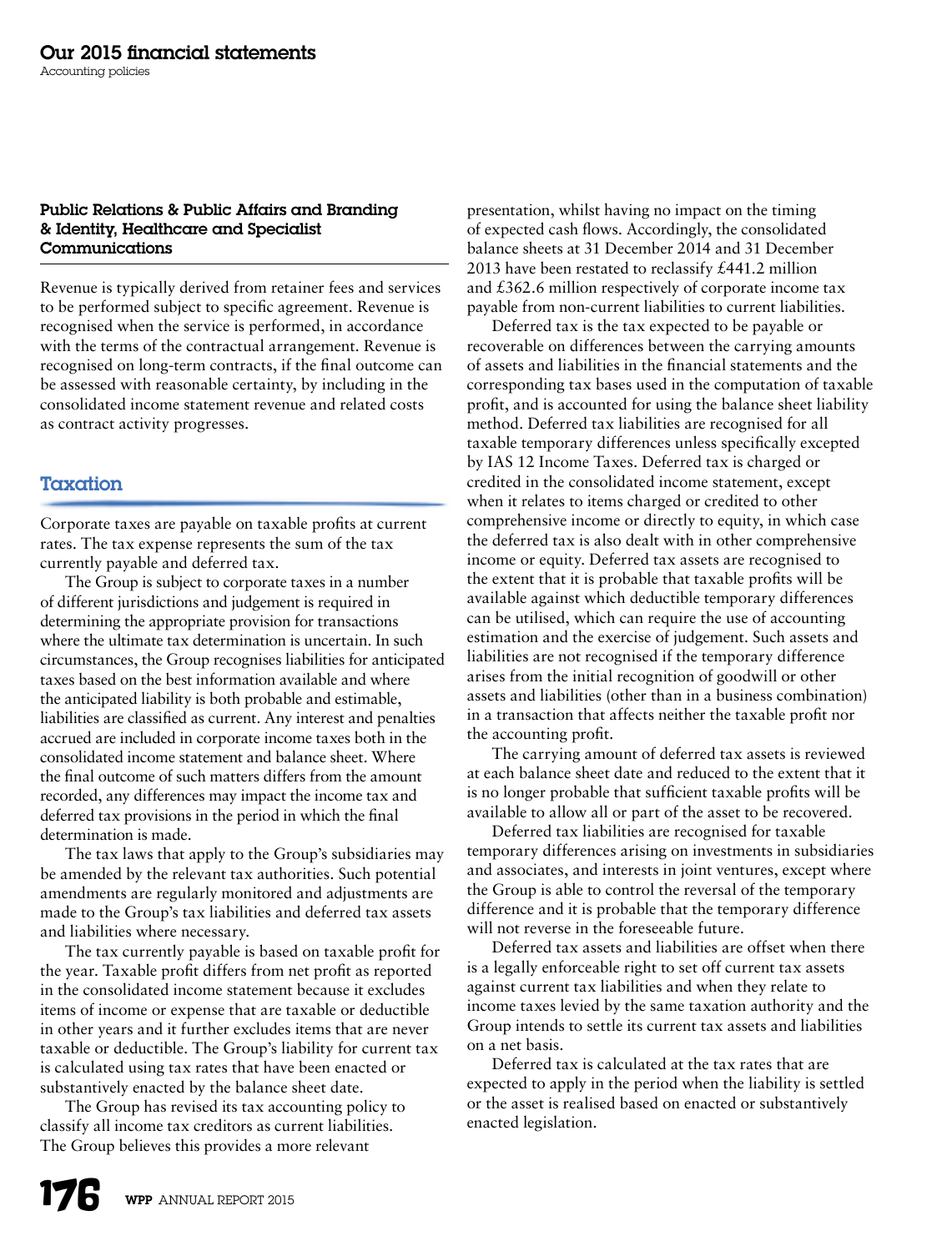### Public Relations & Public Affairs and Branding & Identity, Healthcare and Specialist Communications

Revenue is typically derived from retainer fees and services to be performed subject to specific agreement. Revenue is recognised when the service is performed, in accordance with the terms of the contractual arrangement. Revenue is recognised on long-term contracts, if the final outcome can be assessed with reasonable certainty, by including in the consolidated income statement revenue and related costs as contract activity progresses.

## Taxation

Corporate taxes are payable on taxable profits at current rates. The tax expense represents the sum of the tax currently payable and deferred tax.

The Group is subject to corporate taxes in a number of different jurisdictions and judgement is required in determining the appropriate provision for transactions where the ultimate tax determination is uncertain. In such circumstances, the Group recognises liabilities for anticipated taxes based on the best information available and where the anticipated liability is both probable and estimable, liabilities are classified as current. Any interest and penalties accrued are included in corporate income taxes both in the consolidated income statement and balance sheet. Where the final outcome of such matters differs from the amount recorded, any differences may impact the income tax and deferred tax provisions in the period in which the final determination is made.

The tax laws that apply to the Group's subsidiaries may be amended by the relevant tax authorities. Such potential amendments are regularly monitored and adjustments are made to the Group's tax liabilities and deferred tax assets and liabilities where necessary.

The tax currently payable is based on taxable profit for the year. Taxable profit differs from net profit as reported in the consolidated income statement because it excludes items of income or expense that are taxable or deductible in other years and it further excludes items that are never taxable or deductible. The Group's liability for current tax is calculated using tax rates that have been enacted or substantively enacted by the balance sheet date.

The Group has revised its tax accounting policy to classify all income tax creditors as current liabilities. The Group believes this provides a more relevant presentation, whilst having no impact on the timing of expected cash flows. Accordingly, the consolidated balance sheets at 31 December 2014 and 31 December 2013 have been restated to reclassify £441.2 million and £362.6 million respectively of corporate income tax payable from non-current liabilities to current liabilities.

Deferred tax is the tax expected to be payable or recoverable on differences between the carrying amounts of assets and liabilities in the financial statements and the corresponding tax bases used in the computation of taxable profit, and is accounted for using the balance sheet liability method. Deferred tax liabilities are recognised for all taxable temporary differences unless specifically excepted by IAS 12 Income Taxes. Deferred tax is charged or credited in the consolidated income statement, except when it relates to items charged or credited to other comprehensive income or directly to equity, in which case the deferred tax is also dealt with in other comprehensive income or equity. Deferred tax assets are recognised to the extent that it is probable that taxable profits will be available against which deductible temporary differences can be utilised, which can require the use of accounting estimation and the exercise of judgement. Such assets and liabilities are not recognised if the temporary difference arises from the initial recognition of goodwill or other assets and liabilities (other than in a business combination) in a transaction that affects neither the taxable profit nor the accounting profit.

The carrying amount of deferred tax assets is reviewed at each balance sheet date and reduced to the extent that it is no longer probable that sufficient taxable profits will be available to allow all or part of the asset to be recovered.

Deferred tax liabilities are recognised for taxable temporary differences arising on investments in subsidiaries and associates, and interests in joint ventures, except where the Group is able to control the reversal of the temporary difference and it is probable that the temporary difference will not reverse in the foreseeable future.

Deferred tax assets and liabilities are offset when there is a legally enforceable right to set off current tax assets against current tax liabilities and when they relate to income taxes levied by the same taxation authority and the Group intends to settle its current tax assets and liabilities on a net basis.

Deferred tax is calculated at the tax rates that are expected to apply in the period when the liability is settled or the asset is realised based on enacted or substantively enacted legislation.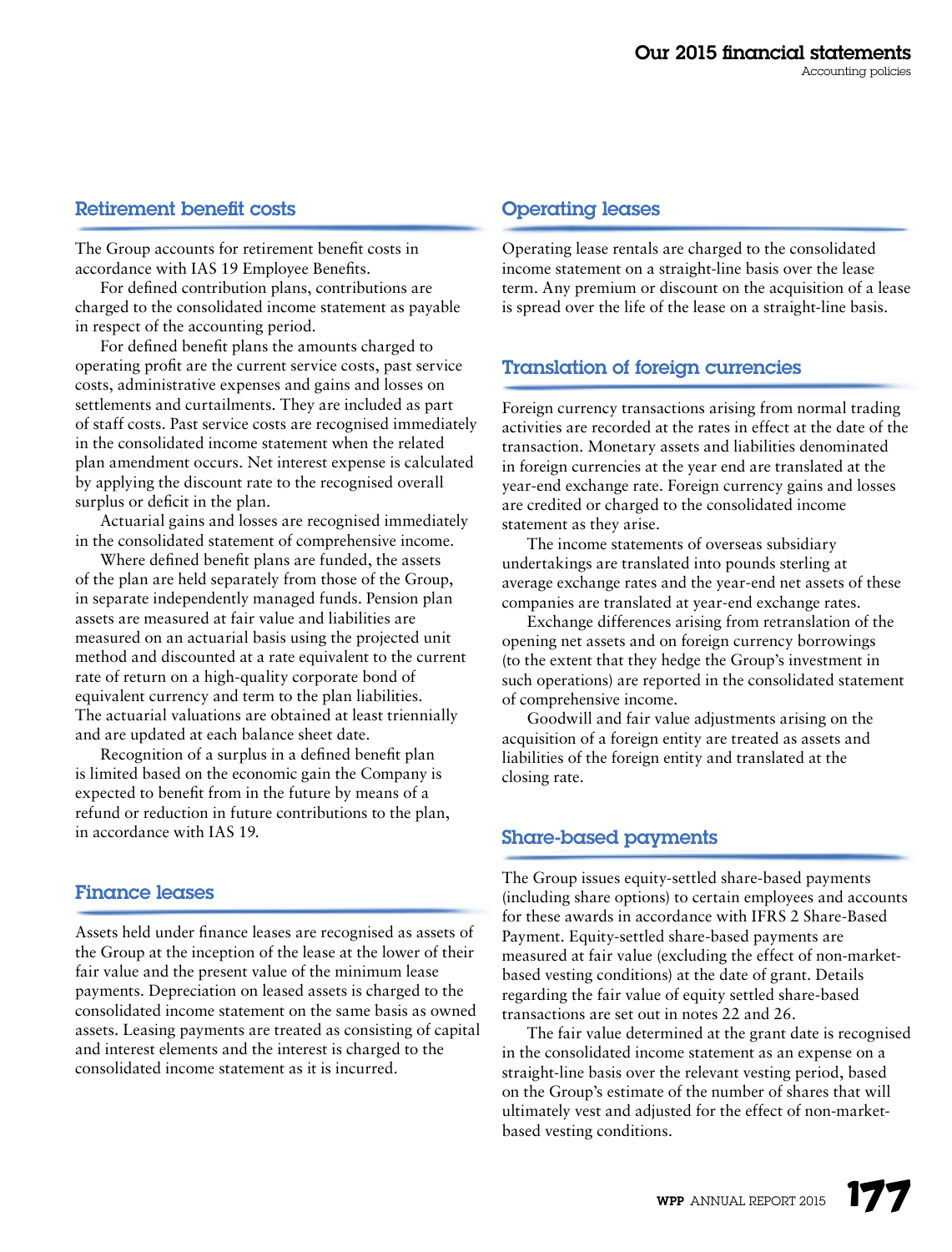## Retirement benefit costs

The Group accounts for retirement benefit costs in accordance with IAS 19 Employee Benefits.

For defined contribution plans, contributions are charged to the consolidated income statement as payable in respect of the accounting period.

For defined benefit plans the amounts charged to operating profit are the current service costs, past service costs, administrative expenses and gains and losses on settlements and curtailments. They are included as part of staff costs. Past service costs are recognised immediately in the consolidated income statement when the related plan amendment occurs. Net interest expense is calculated by applying the discount rate to the recognised overall surplus or deficit in the plan.

Actuarial gains and losses are recognised immediately in the consolidated statement of comprehensive income.

Where defined benefit plans are funded, the assets of the plan are held separately from those of the Group, in separate independently managed funds. Pension plan assets are measured at fair value and liabilities are measured on an actuarial basis using the projected unit method and discounted at a rate equivalent to the current rate of return on a high-quality corporate bond of equivalent currency and term to the plan liabilities. The actuarial valuations are obtained at least triennially and are updated at each balance sheet date.

Recognition of a surplus in a defined benefit plan is limited based on the economic gain the Company is expected to benefit from in the future by means of a refund or reduction in future contributions to the plan, in accordance with IAS 19.

## Finance leases

Assets held under finance leases are recognised as assets of the Group at the inception of the lease at the lower of their fair value and the present value of the minimum lease payments. Depreciation on leased assets is charged to the consolidated income statement on the same basis as owned assets. Leasing payments are treated as consisting of capital and interest elements and the interest is charged to the consolidated income statement as it is incurred.

## Operating leases

Operating lease rentals are charged to the consolidated income statement on a straight-line basis over the lease term. Any premium or discount on the acquisition of a lease is spread over the life of the lease on a straight-line basis.

## Translation of foreign currencies

Foreign currency transactions arising from normal trading activities are recorded at the rates in effect at the date of the transaction. Monetary assets and liabilities denominated in foreign currencies at the year end are translated at the year-end exchange rate. Foreign currency gains and losses are credited or charged to the consolidated income statement as they arise.

The income statements of overseas subsidiary undertakings are translated into pounds sterling at average exchange rates and the year-end net assets of these companies are translated at year-end exchange rates.

Exchange differences arising from retranslation of the opening net assets and on foreign currency borrowings (to the extent that they hedge the Group's investment in such operations) are reported in the consolidated statement of comprehensive income.

Goodwill and fair value adjustments arising on the acquisition of a foreign entity are treated as assets and liabilities of the foreign entity and translated at the closing rate.

## Share-based payments

The Group issues equity-settled share-based payments (including share options) to certain employees and accounts for these awards in accordance with IFRS 2 Share-Based Payment. Equity-settled share-based payments are measured at fair value (excluding the effect of non-market-based vesting conditions) at the date of grant. Details regarding the fair value of equity settled share-based transactions are set out in notes 22 and 26.

The fair value determined at the grant date is recognised in the consolidated income statement as an expense on a straight-line basis over the relevant vesting period, based on the Group's estimate of the number of shares that will ultimately vest and adjusted for the effect of non-market-based vesting conditions.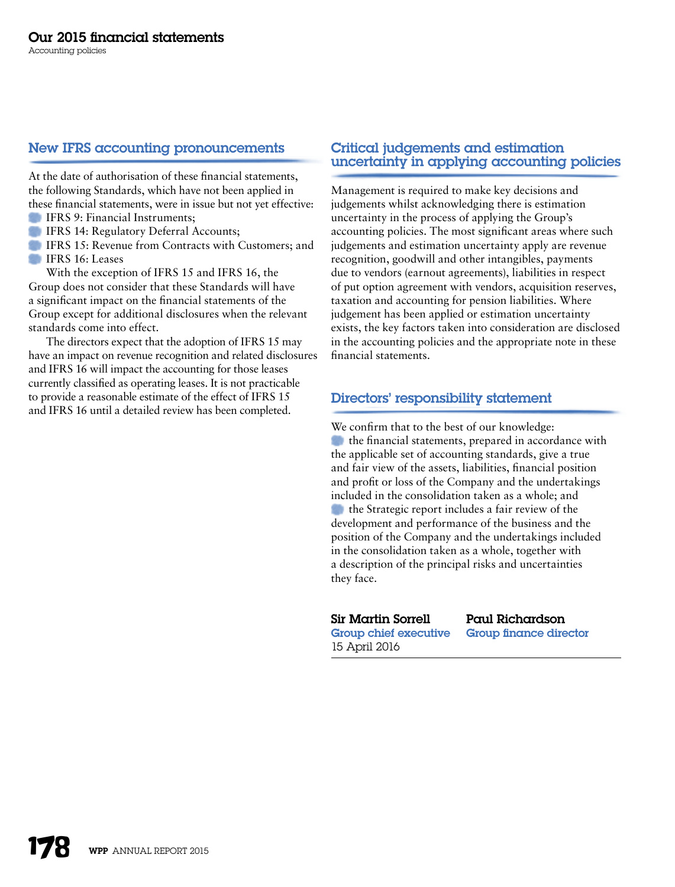## New IFRS accounting pronouncements

At the date of authorisation of these financial statements, the following Standards, which have not been applied in these financial statements, were in issue but not yet effective:

- IFRS 9: Financial Instruments;
- IFRS 14: Regulatory Deferral Accounts;
- IFRS 15: Revenue from Contracts with Customers; and
- IFRS 16: Leases

With the exception of IFRS 15 and IFRS 16, the Group does not consider that these Standards will have a significant impact on the financial statements of the Group except for additional disclosures when the relevant standards come into effect.

The directors expect that the adoption of IFRS 15 may have an impact on revenue recognition and related disclosures and IFRS 16 will impact the accounting for those leases currently classified as operating leases. It is not practicable to provide a reasonable estimate of the effect of IFRS 15 and IFRS 16 until a detailed review has been completed.

## Critical judgements and estimation uncertainty in applying accounting policies

Management is required to make key decisions and judgements whilst acknowledging there is estimation uncertainty in the process of applying the Group's accounting policies. The most significant areas where such judgements and estimation uncertainty apply are revenue recognition, goodwill and other intangibles, payments due to vendors (earnout agreements), liabilities in respect of put option agreement with vendors, acquisition reserves, taxation and accounting for pension liabilities. Where judgement has been applied or estimation uncertainty exists, the key factors taken into consideration are disclosed in the accounting policies and the appropriate note in these financial statements.

## Directors' responsibility statement

We confirm that to the best of our knowledge:

- the financial statements, prepared in accordance with the applicable set of accounting standards, give a true and fair view of the assets, liabilities, financial position and profit or loss of the Company and the undertakings included in the consolidation taken as a whole; and
- the Strategic report includes a fair review of the development and performance of the business and the position of the Company and the undertakings included in the consolidation taken as a whole, together with a description of the principal risks and uncertainties they face.

**Sir Martin Sorrell**
Group chief executive
15 April 2016

**Paul Richardson**
Group finance director